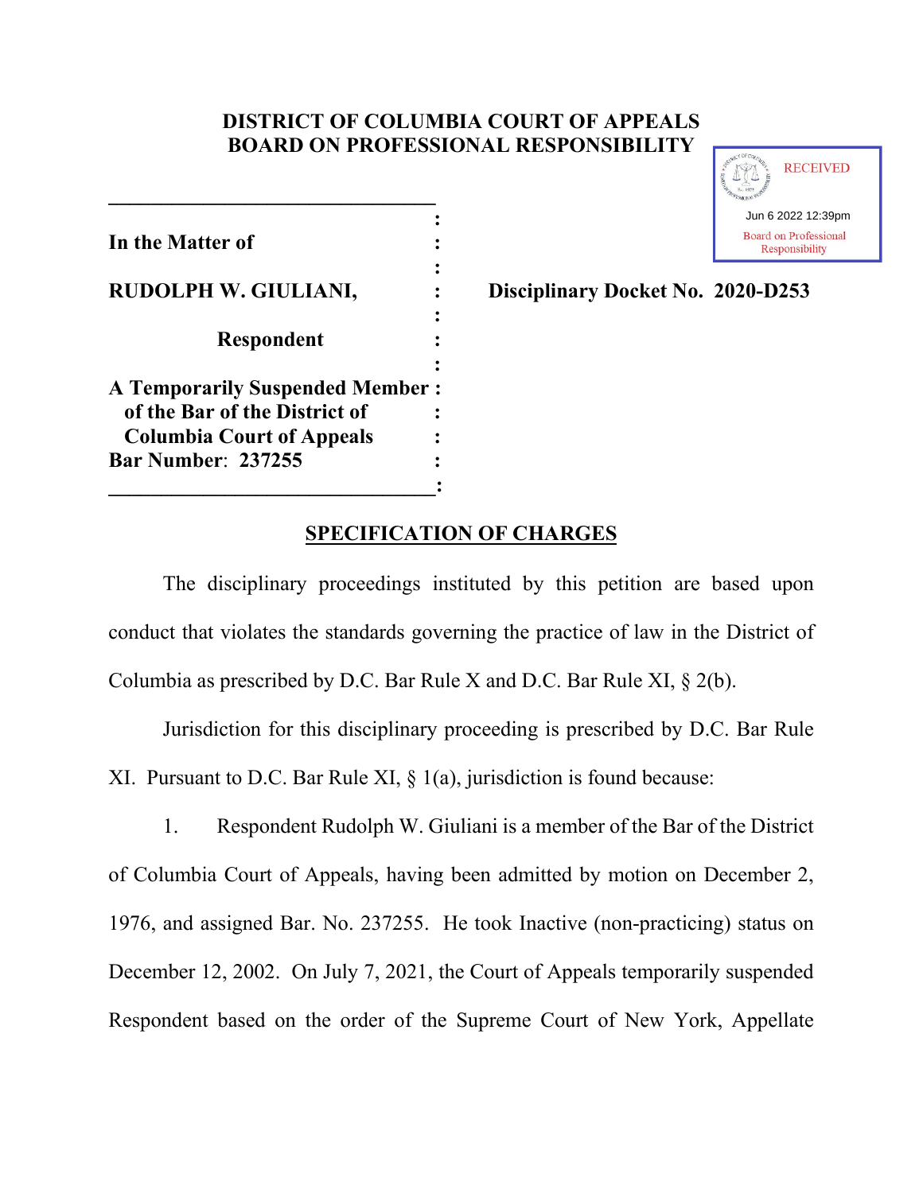**DISTRICT OF COLUMBIA COURT OF APPEALS**
**BOARD ON PROFESSIONAL RESPONSIBILITY**

RECEIVED
Jun 6 2022 12:39pm
Board on Professional Responsibility

**In the Matter of**

**RUDOLPH W. GIULIANI,**

**Respondent**

**A Temporarily Suspended Member of the Bar of the District of Columbia Court of Appeals**
**Bar Number: 237255**

**Disciplinary Docket No. 2020-D253**

## SPECIFICATION OF CHARGES

The disciplinary proceedings instituted by this petition are based upon conduct that violates the standards governing the practice of law in the District of Columbia as prescribed by D.C. Bar Rule X and D.C. Bar Rule XI, § 2(b).

Jurisdiction for this disciplinary proceeding is prescribed by D.C. Bar Rule XI. Pursuant to D.C. Bar Rule XI, § 1(a), jurisdiction is found because:

1. Respondent Rudolph W. Giuliani is a member of the Bar of the District of Columbia Court of Appeals, having been admitted by motion on December 2, 1976, and assigned Bar. No. 237255. He took Inactive (non-practicing) status on December 12, 2002. On July 7, 2021, the Court of Appeals temporarily suspended Respondent based on the order of the Supreme Court of New York, Appellate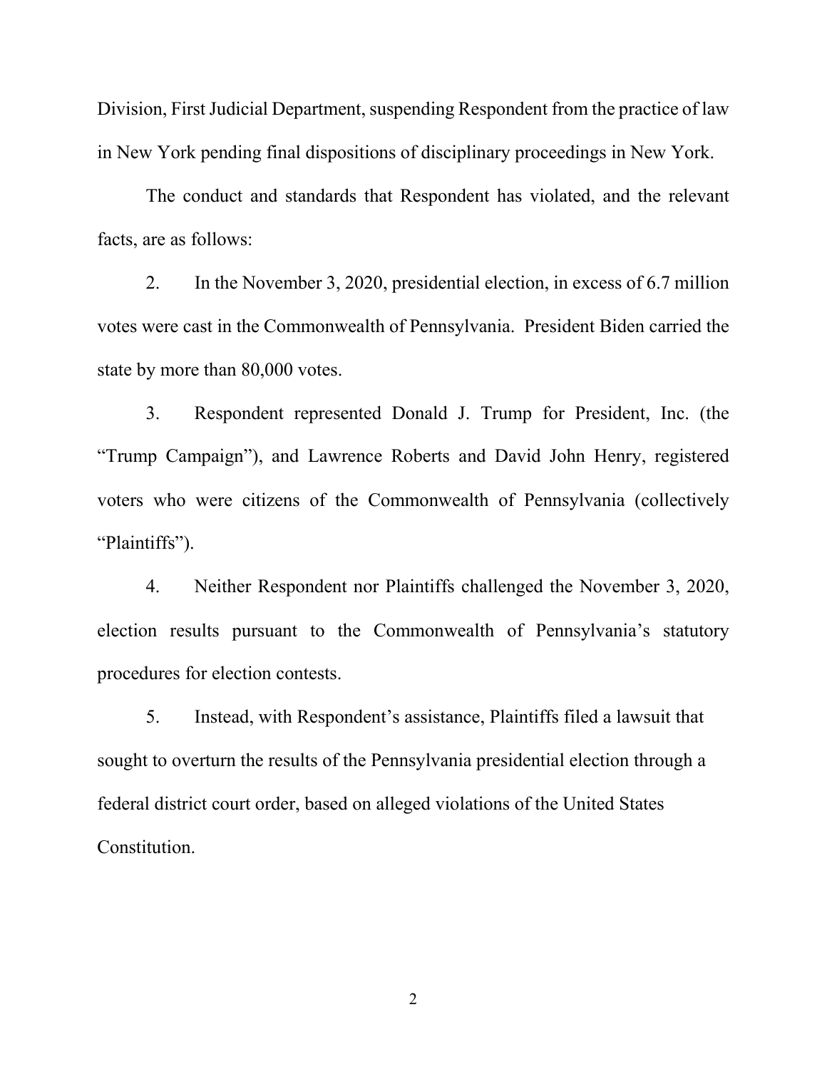Division, First Judicial Department, suspending Respondent from the practice of law in New York pending final dispositions of disciplinary proceedings in New York.

The conduct and standards that Respondent has violated, and the relevant facts, are as follows:

2. In the November 3, 2020, presidential election, in excess of 6.7 million votes were cast in the Commonwealth of Pennsylvania. President Biden carried the state by more than 80,000 votes.

3. Respondent represented Donald J. Trump for President, Inc. (the "Trump Campaign"), and Lawrence Roberts and David John Henry, registered voters who were citizens of the Commonwealth of Pennsylvania (collectively "Plaintiffs").

4. Neither Respondent nor Plaintiffs challenged the November 3, 2020, election results pursuant to the Commonwealth of Pennsylvania's statutory procedures for election contests.

5. Instead, with Respondent's assistance, Plaintiffs filed a lawsuit that sought to overturn the results of the Pennsylvania presidential election through a federal district court order, based on alleged violations of the United States Constitution.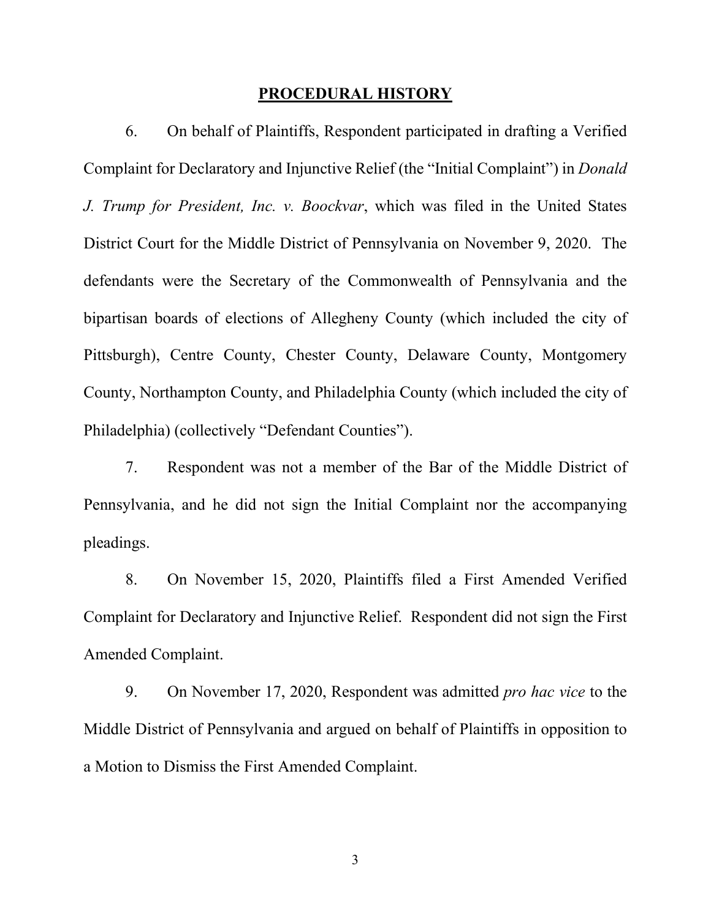## PROCEDURAL HISTORY

6. On behalf of Plaintiffs, Respondent participated in drafting a Verified Complaint for Declaratory and Injunctive Relief (the "Initial Complaint") in *Donald J. Trump for President, Inc. v. Boockvar*, which was filed in the United States District Court for the Middle District of Pennsylvania on November 9, 2020. The defendants were the Secretary of the Commonwealth of Pennsylvania and the bipartisan boards of elections of Allegheny County (which included the city of Pittsburgh), Centre County, Chester County, Delaware County, Montgomery County, Northampton County, and Philadelphia County (which included the city of Philadelphia) (collectively "Defendant Counties").

7. Respondent was not a member of the Bar of the Middle District of Pennsylvania, and he did not sign the Initial Complaint nor the accompanying pleadings.

8. On November 15, 2020, Plaintiffs filed a First Amended Verified Complaint for Declaratory and Injunctive Relief. Respondent did not sign the First Amended Complaint.

9. On November 17, 2020, Respondent was admitted *pro hac vice* to the Middle District of Pennsylvania and argued on behalf of Plaintiffs in opposition to a Motion to Dismiss the First Amended Complaint.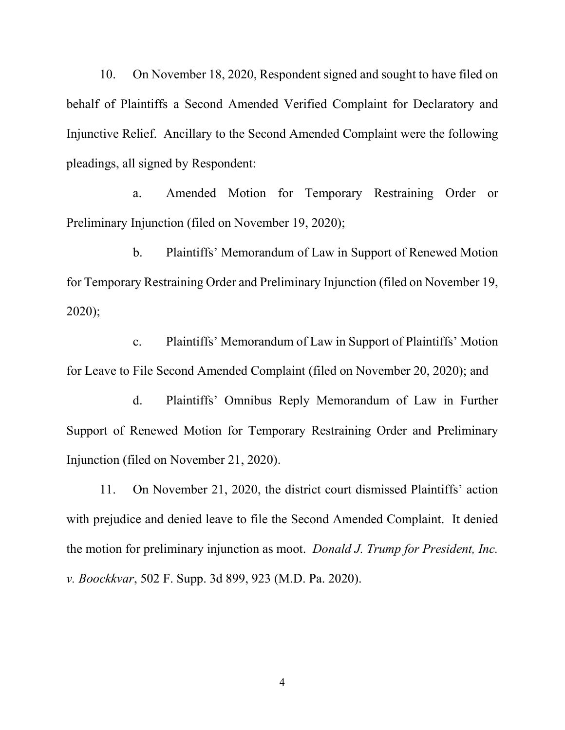10. On November 18, 2020, Respondent signed and sought to have filed on behalf of Plaintiffs a Second Amended Verified Complaint for Declaratory and Injunctive Relief. Ancillary to the Second Amended Complaint were the following pleadings, all signed by Respondent:

a. Amended Motion for Temporary Restraining Order or Preliminary Injunction (filed on November 19, 2020);

b. Plaintiffs' Memorandum of Law in Support of Renewed Motion for Temporary Restraining Order and Preliminary Injunction (filed on November 19, 2020);

c. Plaintiffs' Memorandum of Law in Support of Plaintiffs' Motion for Leave to File Second Amended Complaint (filed on November 20, 2020); and

d. Plaintiffs' Omnibus Reply Memorandum of Law in Further Support of Renewed Motion for Temporary Restraining Order and Preliminary Injunction (filed on November 21, 2020).

11. On November 21, 2020, the district court dismissed Plaintiffs' action with prejudice and denied leave to file the Second Amended Complaint. It denied the motion for preliminary injunction as moot. *Donald J. Trump for President, Inc. v. Boockkvar*, 502 F. Supp. 3d 899, 923 (M.D. Pa. 2020).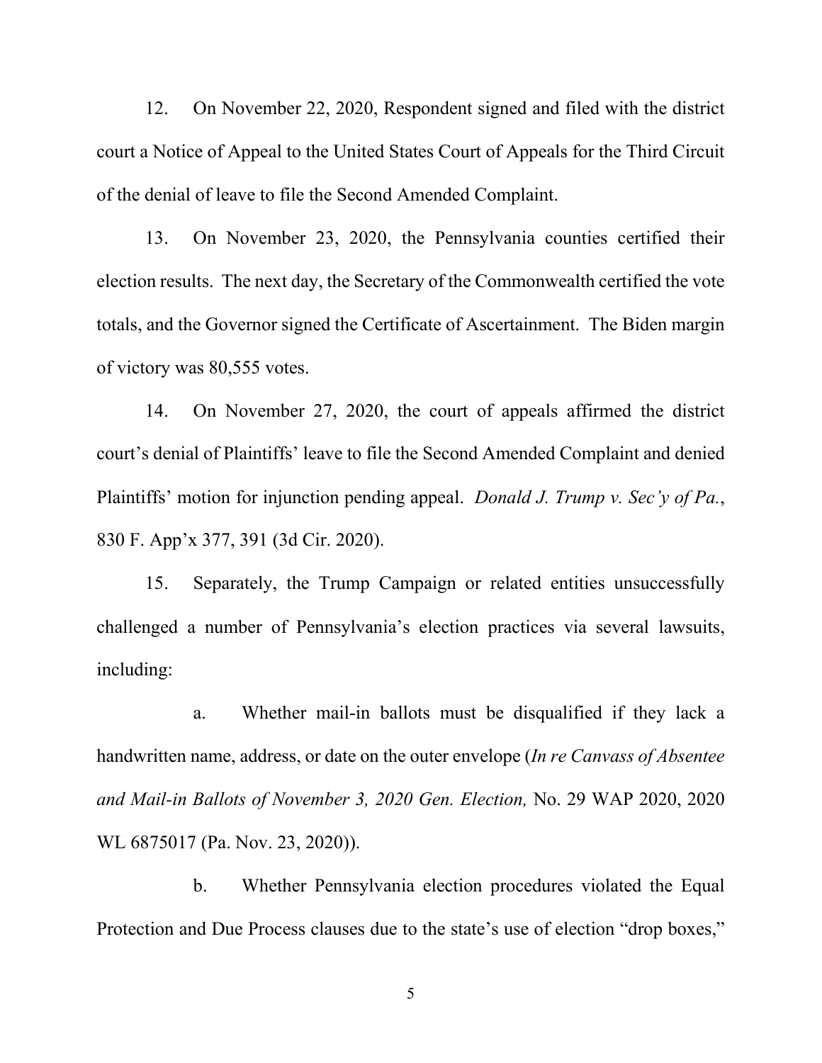12. On November 22, 2020, Respondent signed and filed with the district court a Notice of Appeal to the United States Court of Appeals for the Third Circuit of the denial of leave to file the Second Amended Complaint.

13. On November 23, 2020, the Pennsylvania counties certified their election results. The next day, the Secretary of the Commonwealth certified the vote totals, and the Governor signed the Certificate of Ascertainment. The Biden margin of victory was 80,555 votes.

14. On November 27, 2020, the court of appeals affirmed the district court's denial of Plaintiffs' leave to file the Second Amended Complaint and denied Plaintiffs' motion for injunction pending appeal. *Donald J. Trump v. Sec'y of Pa.*, 830 F. App'x 377, 391 (3d Cir. 2020).

15. Separately, the Trump Campaign or related entities unsuccessfully challenged a number of Pennsylvania's election practices via several lawsuits, including:

a. Whether mail-in ballots must be disqualified if they lack a handwritten name, address, or date on the outer envelope (*In re Canvass of Absentee and Mail-in Ballots of November 3, 2020 Gen. Election,* No. 29 WAP 2020, 2020 WL 6875017 (Pa. Nov. 23, 2020)).

b. Whether Pennsylvania election procedures violated the Equal Protection and Due Process clauses due to the state's use of election "drop boxes,"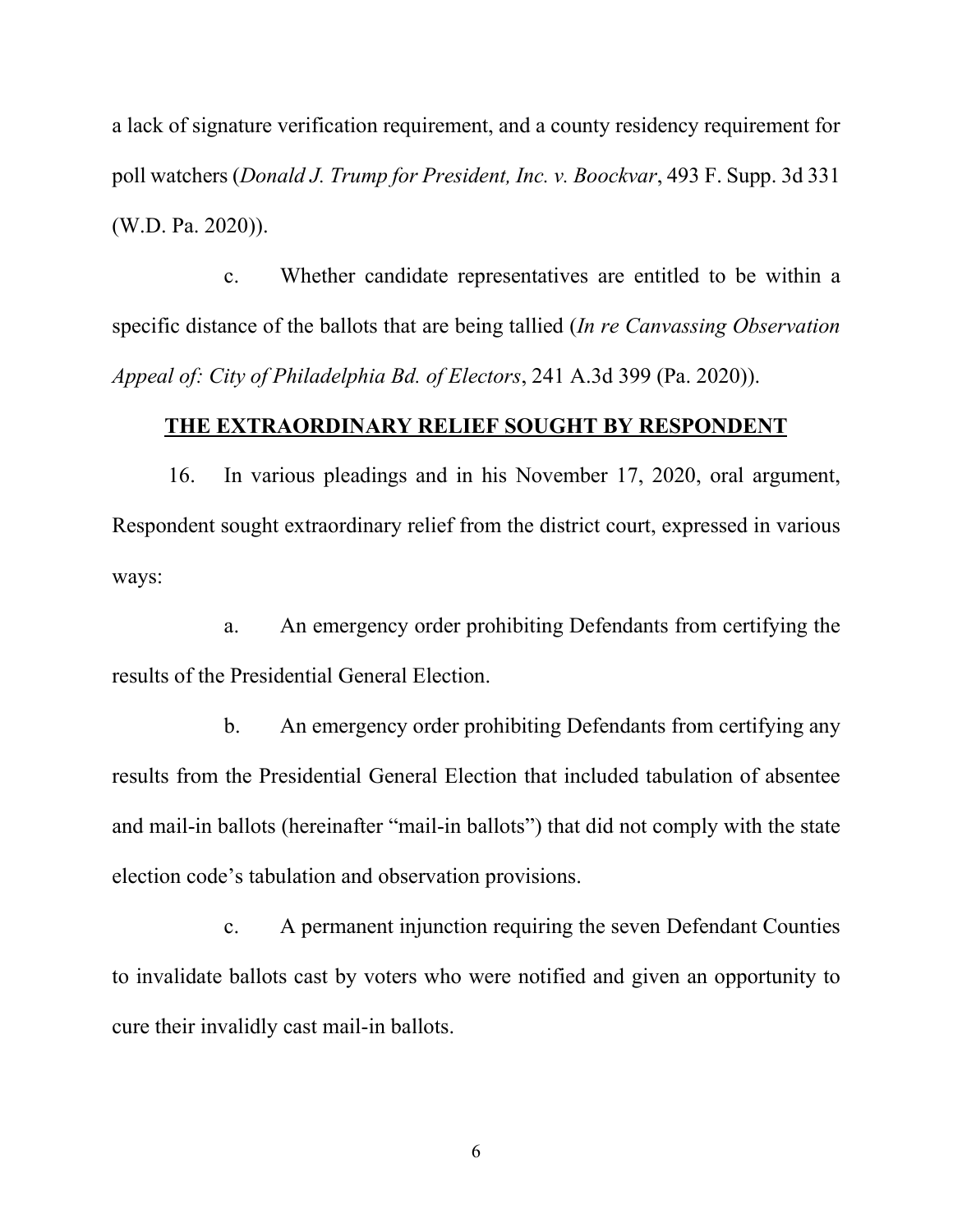a lack of signature verification requirement, and a county residency requirement for poll watchers (*Donald J. Trump for President, Inc. v. Boockvar*, 493 F. Supp. 3d 331 (W.D. Pa. 2020)).

c. Whether candidate representatives are entitled to be within a specific distance of the ballots that are being tallied (*In re Canvassing Observation Appeal of: City of Philadelphia Bd. of Electors*, 241 A.3d 399 (Pa. 2020)).

## **THE EXTRAORDINARY RELIEF SOUGHT BY RESPONDENT**

16. In various pleadings and in his November 17, 2020, oral argument, Respondent sought extraordinary relief from the district court, expressed in various ways:

a. An emergency order prohibiting Defendants from certifying the results of the Presidential General Election.

b. An emergency order prohibiting Defendants from certifying any results from the Presidential General Election that included tabulation of absentee and mail-in ballots (hereinafter "mail-in ballots") that did not comply with the state election code's tabulation and observation provisions.

c. A permanent injunction requiring the seven Defendant Counties to invalidate ballots cast by voters who were notified and given an opportunity to cure their invalidly cast mail-in ballots.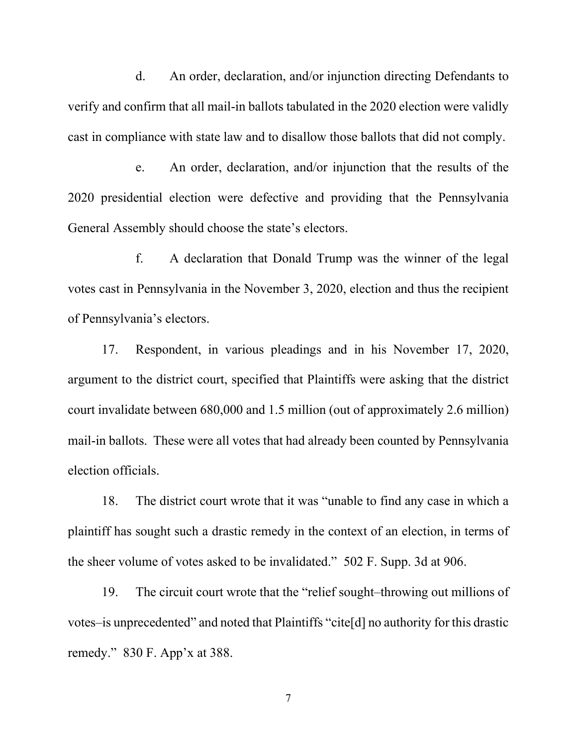d. An order, declaration, and/or injunction directing Defendants to verify and confirm that all mail-in ballots tabulated in the 2020 election were validly cast in compliance with state law and to disallow those ballots that did not comply.

e. An order, declaration, and/or injunction that the results of the 2020 presidential election were defective and providing that the Pennsylvania General Assembly should choose the state's electors.

f. A declaration that Donald Trump was the winner of the legal votes cast in Pennsylvania in the November 3, 2020, election and thus the recipient of Pennsylvania's electors.

17. Respondent, in various pleadings and in his November 17, 2020, argument to the district court, specified that Plaintiffs were asking that the district court invalidate between 680,000 and 1.5 million (out of approximately 2.6 million) mail-in ballots. These were all votes that had already been counted by Pennsylvania election officials.

18. The district court wrote that it was "unable to find any case in which a plaintiff has sought such a drastic remedy in the context of an election, in terms of the sheer volume of votes asked to be invalidated." 502 F. Supp. 3d at 906.

19. The circuit court wrote that the "relief sought–throwing out millions of votes–is unprecedented" and noted that Plaintiffs "cite[d] no authority for this drastic remedy." 830 F. App'x at 388.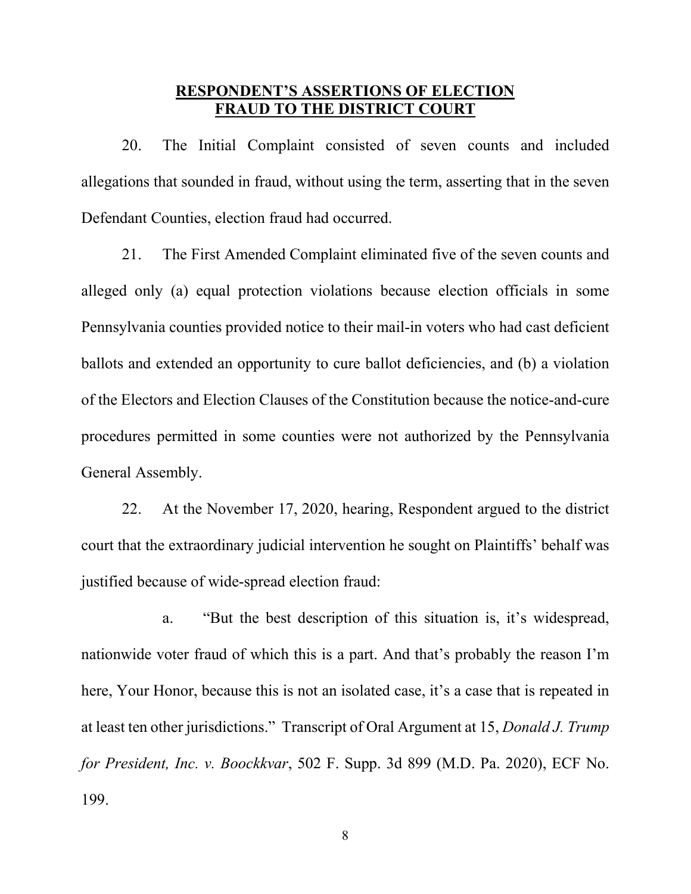## RESPONDENT'S ASSERTIONS OF ELECTION FRAUD TO THE DISTRICT COURT

20. The Initial Complaint consisted of seven counts and included allegations that sounded in fraud, without using the term, asserting that in the seven Defendant Counties, election fraud had occurred.

21. The First Amended Complaint eliminated five of the seven counts and alleged only (a) equal protection violations because election officials in some Pennsylvania counties provided notice to their mail-in voters who had cast deficient ballots and extended an opportunity to cure ballot deficiencies, and (b) a violation of the Electors and Election Clauses of the Constitution because the notice-and-cure procedures permitted in some counties were not authorized by the Pennsylvania General Assembly.

22. At the November 17, 2020, hearing, Respondent argued to the district court that the extraordinary judicial intervention he sought on Plaintiffs' behalf was justified because of wide-spread election fraud:

a. "But the best description of this situation is, it's widespread, nationwide voter fraud of which this is a part. And that's probably the reason I'm here, Your Honor, because this is not an isolated case, it's a case that is repeated in at least ten other jurisdictions." Transcript of Oral Argument at 15, *Donald J. Trump for President, Inc. v. Boockkvar*, 502 F. Supp. 3d 899 (M.D. Pa. 2020), ECF No. 199.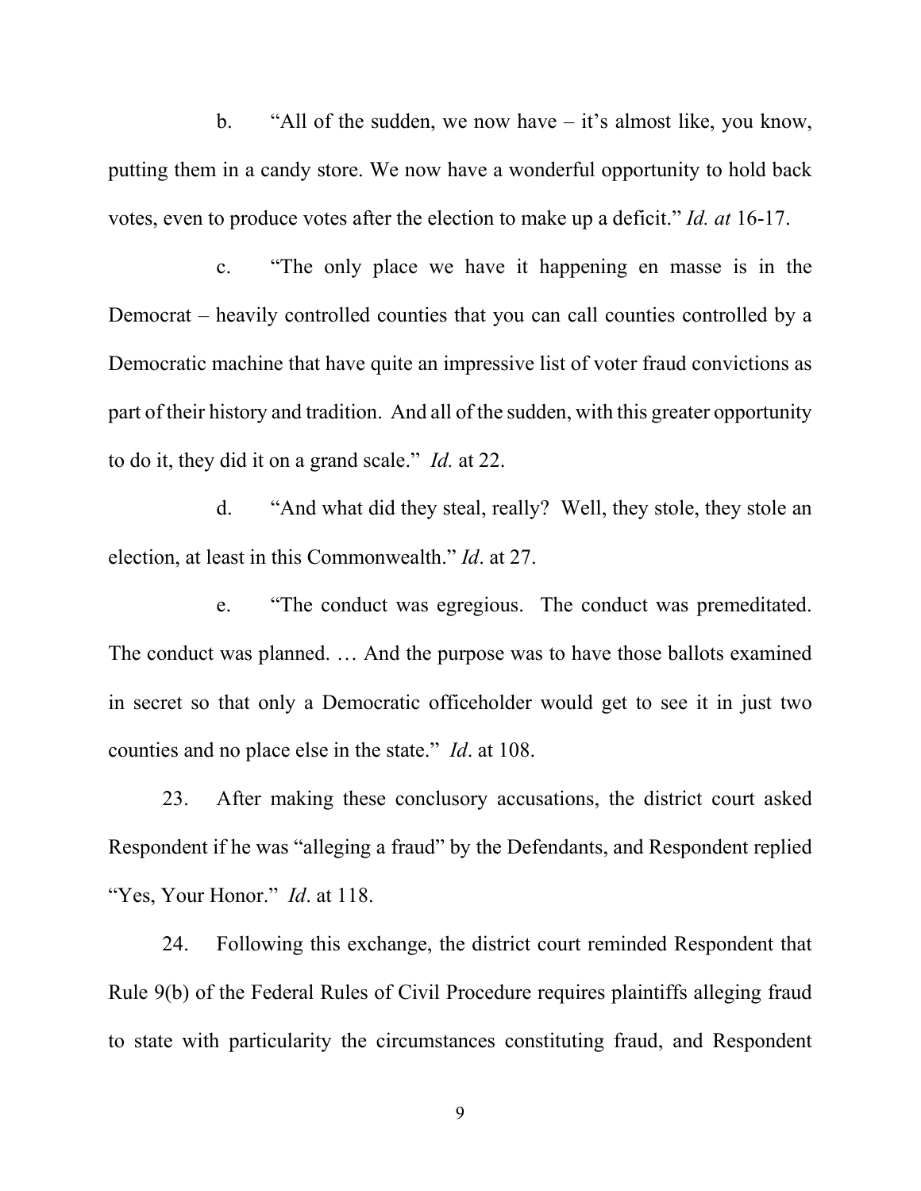b. "All of the sudden, we now have – it's almost like, you know, putting them in a candy store. We now have a wonderful opportunity to hold back votes, even to produce votes after the election to make up a deficit." *Id. at* 16-17.

c. "The only place we have it happening en masse is in the Democrat – heavily controlled counties that you can call counties controlled by a Democratic machine that have quite an impressive list of voter fraud convictions as part of their history and tradition. And all of the sudden, with this greater opportunity to do it, they did it on a grand scale." *Id.* at 22.

d. "And what did they steal, really? Well, they stole, they stole an election, at least in this Commonwealth." *Id*. at 27.

e. "The conduct was egregious. The conduct was premeditated. The conduct was planned. … And the purpose was to have those ballots examined in secret so that only a Democratic officeholder would get to see it in just two counties and no place else in the state." *Id*. at 108.

23. After making these conclusory accusations, the district court asked Respondent if he was "alleging a fraud" by the Defendants, and Respondent replied "Yes, Your Honor." *Id*. at 118.

24. Following this exchange, the district court reminded Respondent that Rule 9(b) of the Federal Rules of Civil Procedure requires plaintiffs alleging fraud to state with particularity the circumstances constituting fraud, and Respondent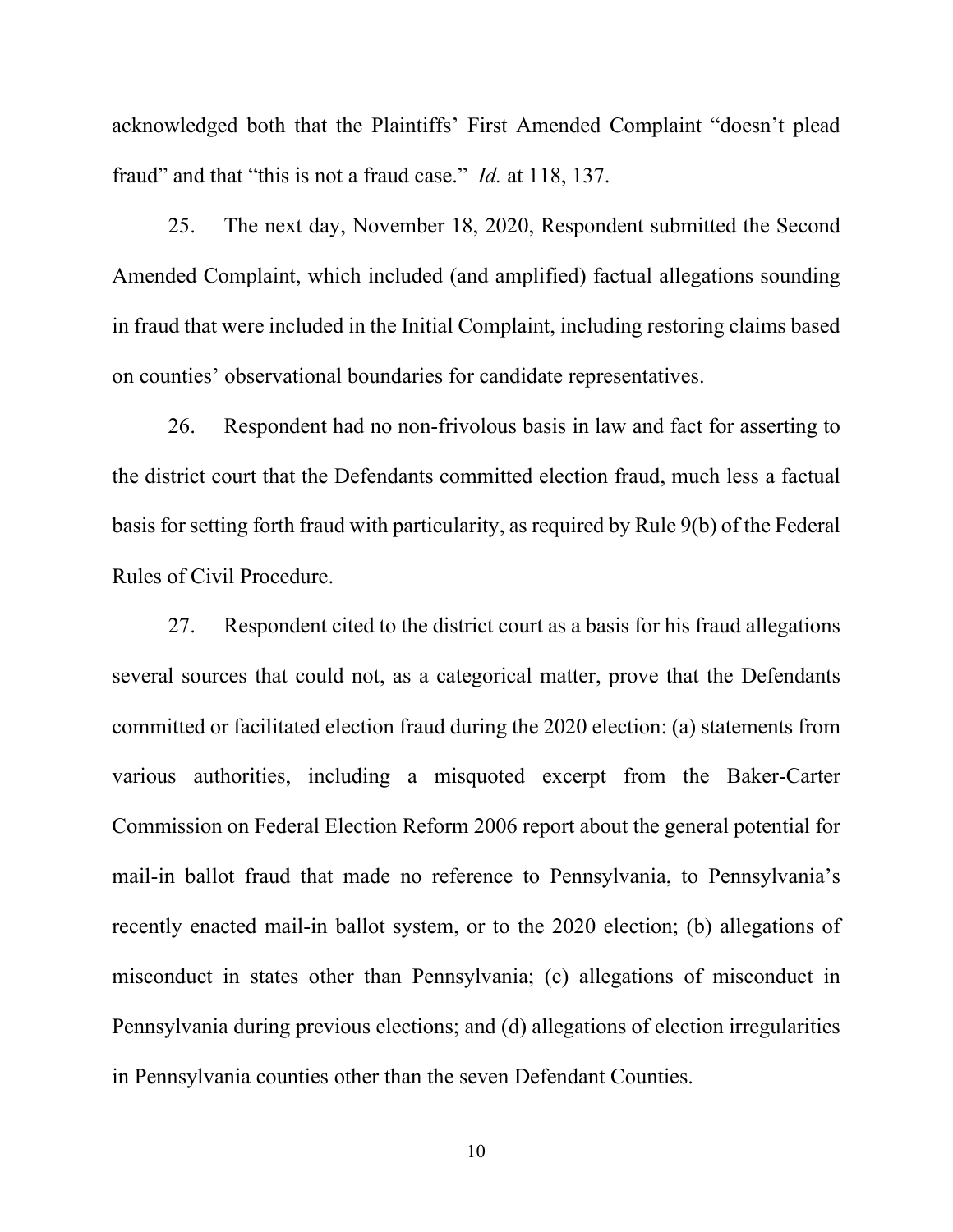acknowledged both that the Plaintiffs' First Amended Complaint "doesn't plead fraud" and that "this is not a fraud case." *Id.* at 118, 137.

25. The next day, November 18, 2020, Respondent submitted the Second Amended Complaint, which included (and amplified) factual allegations sounding in fraud that were included in the Initial Complaint, including restoring claims based on counties' observational boundaries for candidate representatives.

26. Respondent had no non-frivolous basis in law and fact for asserting to the district court that the Defendants committed election fraud, much less a factual basis for setting forth fraud with particularity, as required by Rule 9(b) of the Federal Rules of Civil Procedure.

27. Respondent cited to the district court as a basis for his fraud allegations several sources that could not, as a categorical matter, prove that the Defendants committed or facilitated election fraud during the 2020 election: (a) statements from various authorities, including a misquoted excerpt from the Baker-Carter Commission on Federal Election Reform 2006 report about the general potential for mail-in ballot fraud that made no reference to Pennsylvania, to Pennsylvania's recently enacted mail-in ballot system, or to the 2020 election; (b) allegations of misconduct in states other than Pennsylvania; (c) allegations of misconduct in Pennsylvania during previous elections; and (d) allegations of election irregularities in Pennsylvania counties other than the seven Defendant Counties.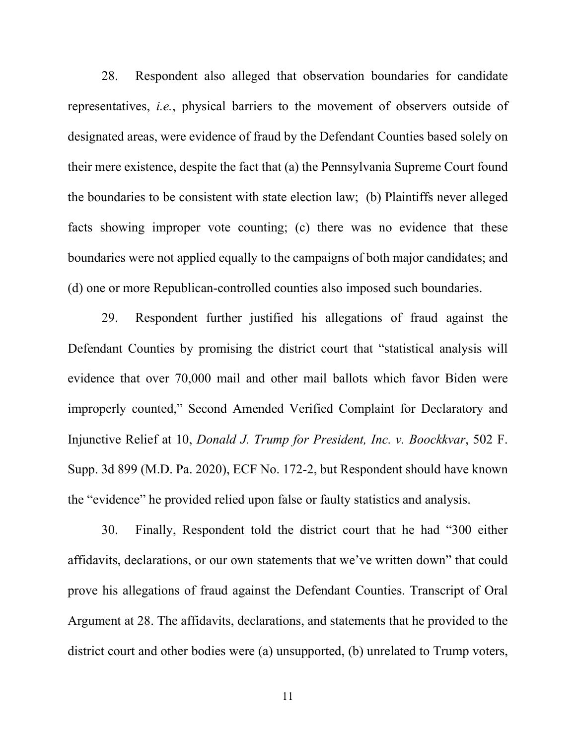28. Respondent also alleged that observation boundaries for candidate representatives, *i.e.*, physical barriers to the movement of observers outside of designated areas, were evidence of fraud by the Defendant Counties based solely on their mere existence, despite the fact that (a) the Pennsylvania Supreme Court found the boundaries to be consistent with state election law; (b) Plaintiffs never alleged facts showing improper vote counting; (c) there was no evidence that these boundaries were not applied equally to the campaigns of both major candidates; and (d) one or more Republican-controlled counties also imposed such boundaries.

29. Respondent further justified his allegations of fraud against the Defendant Counties by promising the district court that "statistical analysis will evidence that over 70,000 mail and other mail ballots which favor Biden were improperly counted," Second Amended Verified Complaint for Declaratory and Injunctive Relief at 10, *Donald J. Trump for President, Inc. v. Boockkvar*, 502 F. Supp. 3d 899 (M.D. Pa. 2020), ECF No. 172-2, but Respondent should have known the "evidence" he provided relied upon false or faulty statistics and analysis.

30. Finally, Respondent told the district court that he had "300 either affidavits, declarations, or our own statements that we've written down" that could prove his allegations of fraud against the Defendant Counties. Transcript of Oral Argument at 28. The affidavits, declarations, and statements that he provided to the district court and other bodies were (a) unsupported, (b) unrelated to Trump voters,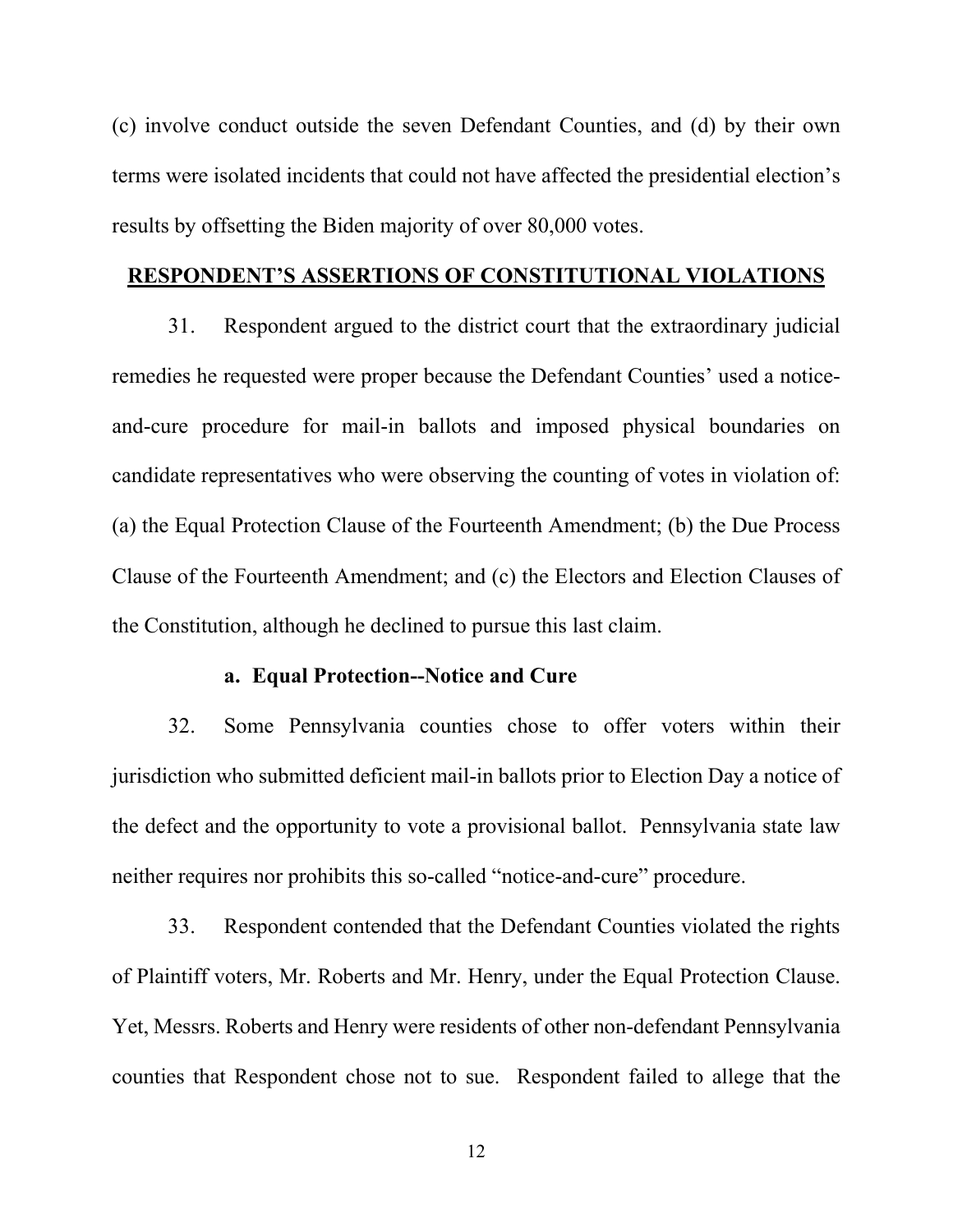(c) involve conduct outside the seven Defendant Counties, and (d) by their own terms were isolated incidents that could not have affected the presidential election's results by offsetting the Biden majority of over 80,000 votes.

## RESPONDENT'S ASSERTIONS OF CONSTITUTIONAL VIOLATIONS

31. Respondent argued to the district court that the extraordinary judicial remedies he requested were proper because the Defendant Counties' used a notice-and-cure procedure for mail-in ballots and imposed physical boundaries on candidate representatives who were observing the counting of votes in violation of: (a) the Equal Protection Clause of the Fourteenth Amendment; (b) the Due Process Clause of the Fourteenth Amendment; and (c) the Electors and Election Clauses of the Constitution, although he declined to pursue this last claim.

### a. Equal Protection--Notice and Cure

32. Some Pennsylvania counties chose to offer voters within their jurisdiction who submitted deficient mail-in ballots prior to Election Day a notice of the defect and the opportunity to vote a provisional ballot. Pennsylvania state law neither requires nor prohibits this so-called "notice-and-cure" procedure.

33. Respondent contended that the Defendant Counties violated the rights of Plaintiff voters, Mr. Roberts and Mr. Henry, under the Equal Protection Clause. Yet, Messrs. Roberts and Henry were residents of other non-defendant Pennsylvania counties that Respondent chose not to sue. Respondent failed to allege that the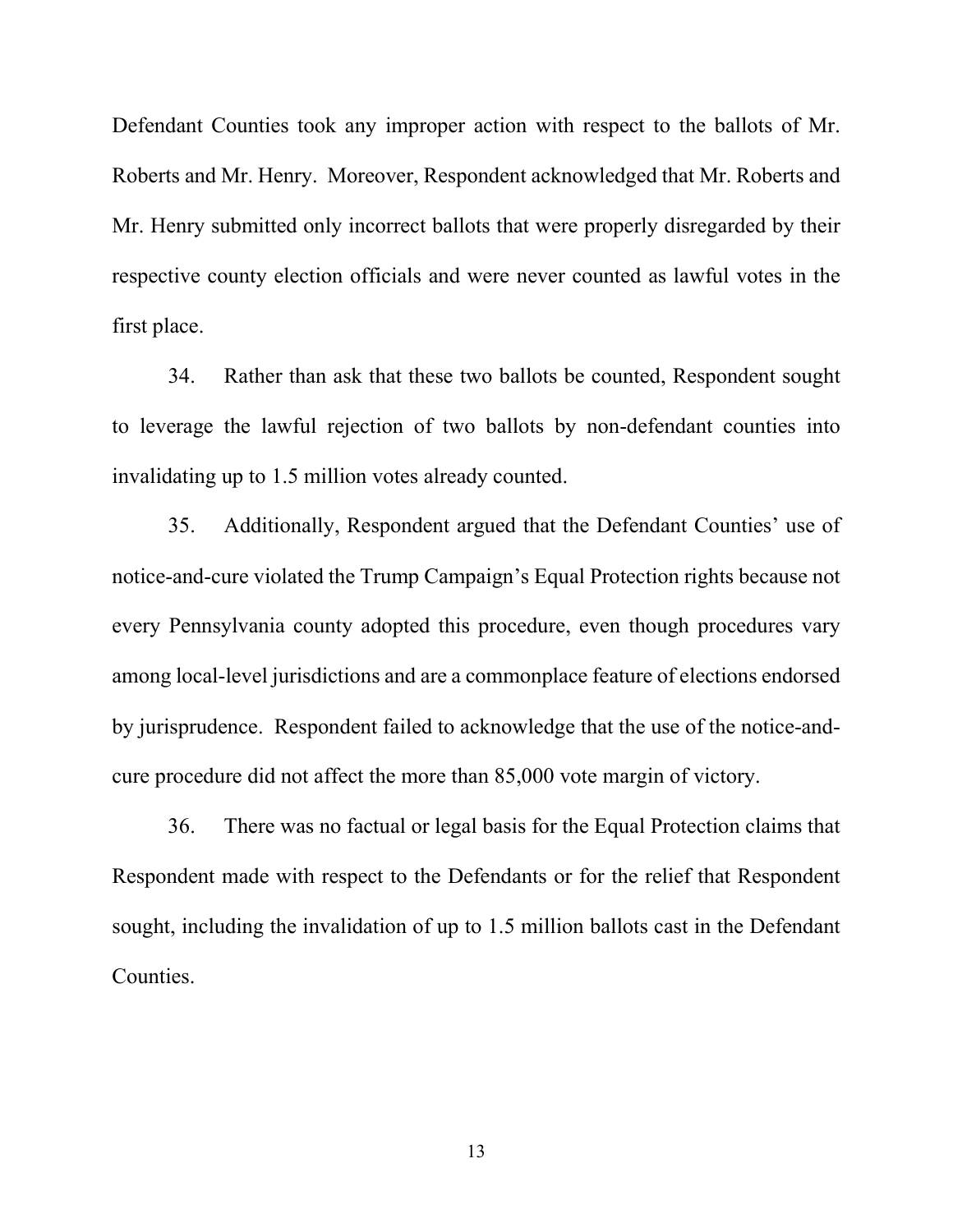Defendant Counties took any improper action with respect to the ballots of Mr. Roberts and Mr. Henry. Moreover, Respondent acknowledged that Mr. Roberts and Mr. Henry submitted only incorrect ballots that were properly disregarded by their respective county election officials and were never counted as lawful votes in the first place.

34. Rather than ask that these two ballots be counted, Respondent sought to leverage the lawful rejection of two ballots by non-defendant counties into invalidating up to 1.5 million votes already counted.

35. Additionally, Respondent argued that the Defendant Counties' use of notice-and-cure violated the Trump Campaign's Equal Protection rights because not every Pennsylvania county adopted this procedure, even though procedures vary among local-level jurisdictions and are a commonplace feature of elections endorsed by jurisprudence. Respondent failed to acknowledge that the use of the notice-and-cure procedure did not affect the more than 85,000 vote margin of victory.

36. There was no factual or legal basis for the Equal Protection claims that Respondent made with respect to the Defendants or for the relief that Respondent sought, including the invalidation of up to 1.5 million ballots cast in the Defendant Counties.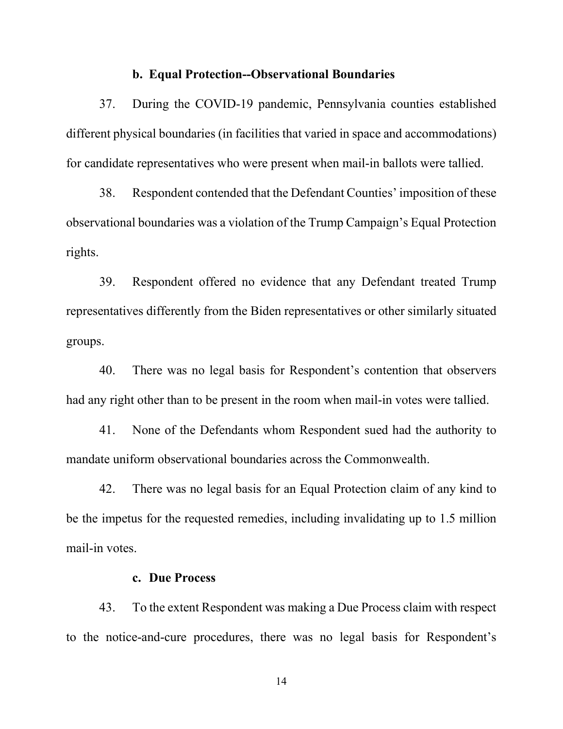### b. Equal Protection--Observational Boundaries

37. During the COVID-19 pandemic, Pennsylvania counties established different physical boundaries (in facilities that varied in space and accommodations) for candidate representatives who were present when mail-in ballots were tallied.

38. Respondent contended that the Defendant Counties' imposition of these observational boundaries was a violation of the Trump Campaign's Equal Protection rights.

39. Respondent offered no evidence that any Defendant treated Trump representatives differently from the Biden representatives or other similarly situated groups.

40. There was no legal basis for Respondent's contention that observers had any right other than to be present in the room when mail-in votes were tallied.

41. None of the Defendants whom Respondent sued had the authority to mandate uniform observational boundaries across the Commonwealth.

42. There was no legal basis for an Equal Protection claim of any kind to be the impetus for the requested remedies, including invalidating up to 1.5 million mail-in votes.

### c. Due Process

43. To the extent Respondent was making a Due Process claim with respect to the notice-and-cure procedures, there was no legal basis for Respondent's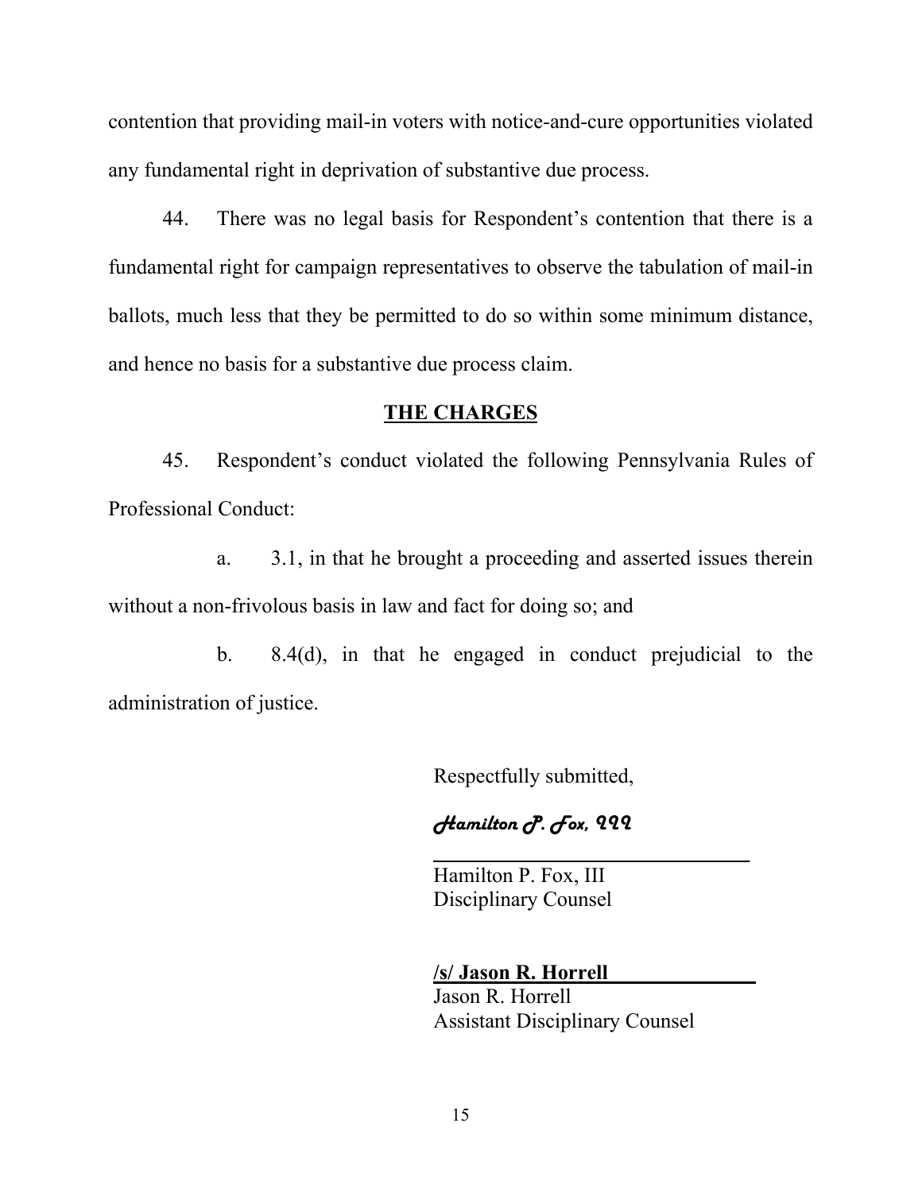contention that providing mail-in voters with notice-and-cure opportunities violated any fundamental right in deprivation of substantive due process.

44. There was no legal basis for Respondent's contention that there is a fundamental right for campaign representatives to observe the tabulation of mail-in ballots, much less that they be permitted to do so within some minimum distance, and hence no basis for a substantive due process claim.

## THE CHARGES

45. Respondent's conduct violated the following Pennsylvania Rules of Professional Conduct:

a. 3.1, in that he brought a proceeding and asserted issues therein without a non-frivolous basis in law and fact for doing so; and

b. 8.4(d), in that he engaged in conduct prejudicial to the administration of justice.

Respectfully submitted,

*Hamilton P. Fox, III*

Hamilton P. Fox, III
Disciplinary Counsel

**/s/ Jason R. Horrell**
Jason R. Horrell
Assistant Disciplinary Counsel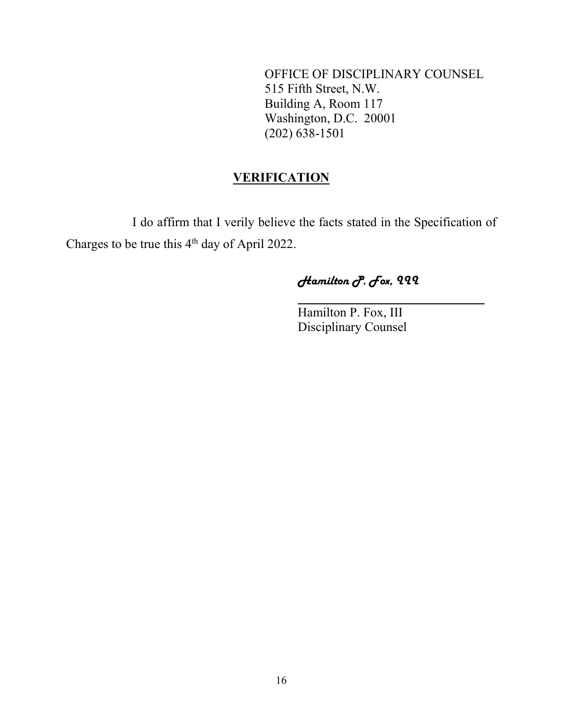OFFICE OF DISCIPLINARY COUNSEL
515 Fifth Street, N.W.
Building A, Room 117
Washington, D.C. 20001
(202) 638-1501

## VERIFICATION

I do affirm that I verily believe the facts stated in the Specification of Charges to be true this 4th day of April 2022.

*Hamilton P. Fox, III*

Hamilton P. Fox, III
Disciplinary Counsel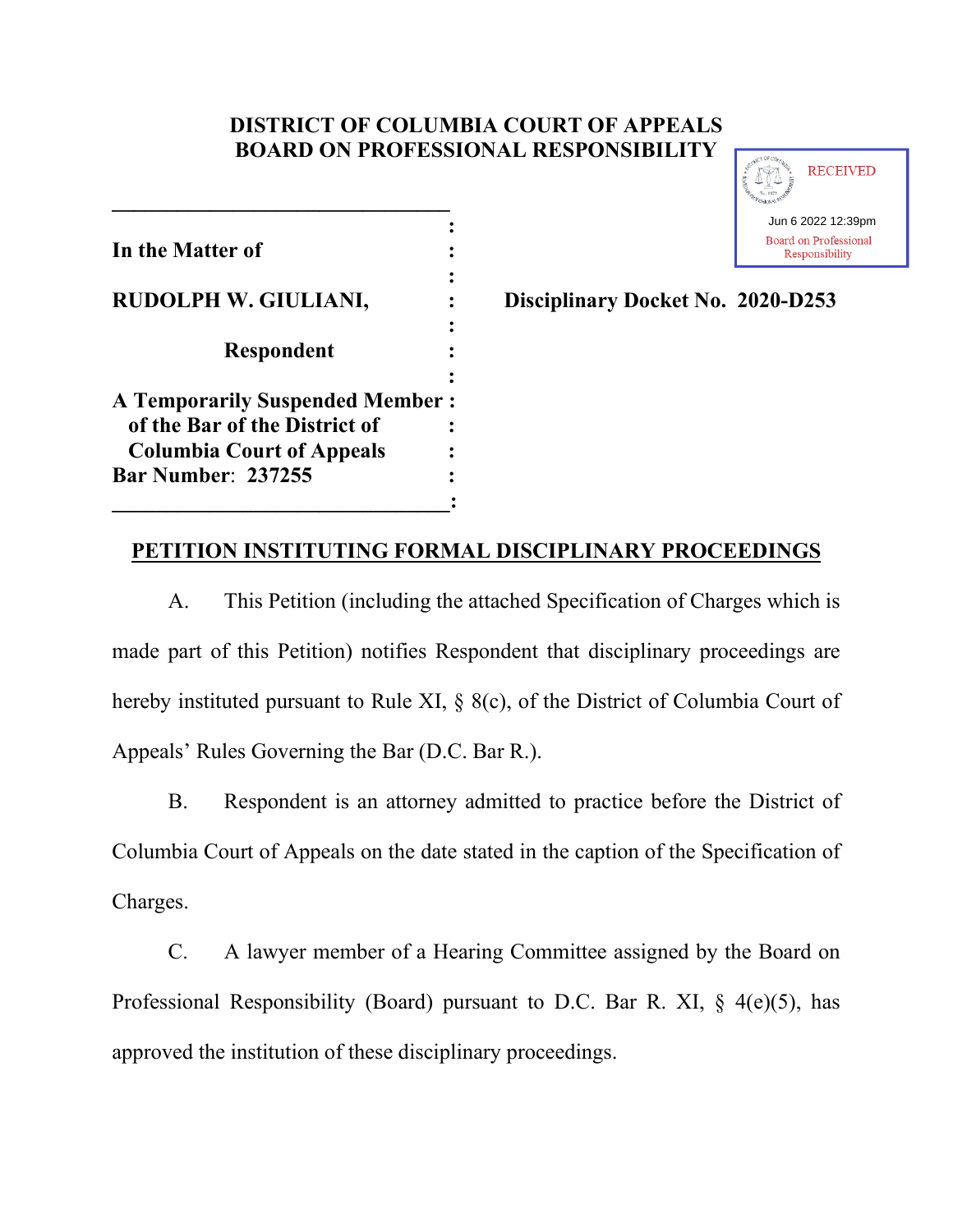# DISTRICT OF COLUMBIA COURT OF APPEALS
# BOARD ON PROFESSIONAL RESPONSIBILITY

RECEIVED

Jun 6 2022 12:39pm

Board on Professional Responsibility

| | | |
|---|---|---|
| In the Matter of | : | |
| | : | |
| **RUDOLPH W. GIULIANI,** | : | **Disciplinary Docket No. 2020-D253** |
| | : | |
| **Respondent** | : | |
| | : | |
| **A Temporarily Suspended Member of the Bar of the District of Columbia Court of Appeals** | : | |
| **Bar Number: 237255** | : | |

## PETITION INSTITUTING FORMAL DISCIPLINARY PROCEEDINGS

A. This Petition (including the attached Specification of Charges which is made part of this Petition) notifies Respondent that disciplinary proceedings are hereby instituted pursuant to Rule XI, § 8(c), of the District of Columbia Court of Appeals' Rules Governing the Bar (D.C. Bar R.).

B. Respondent is an attorney admitted to practice before the District of Columbia Court of Appeals on the date stated in the caption of the Specification of Charges.

C. A lawyer member of a Hearing Committee assigned by the Board on Professional Responsibility (Board) pursuant to D.C. Bar R. XI, § 4(e)(5), has approved the institution of these disciplinary proceedings.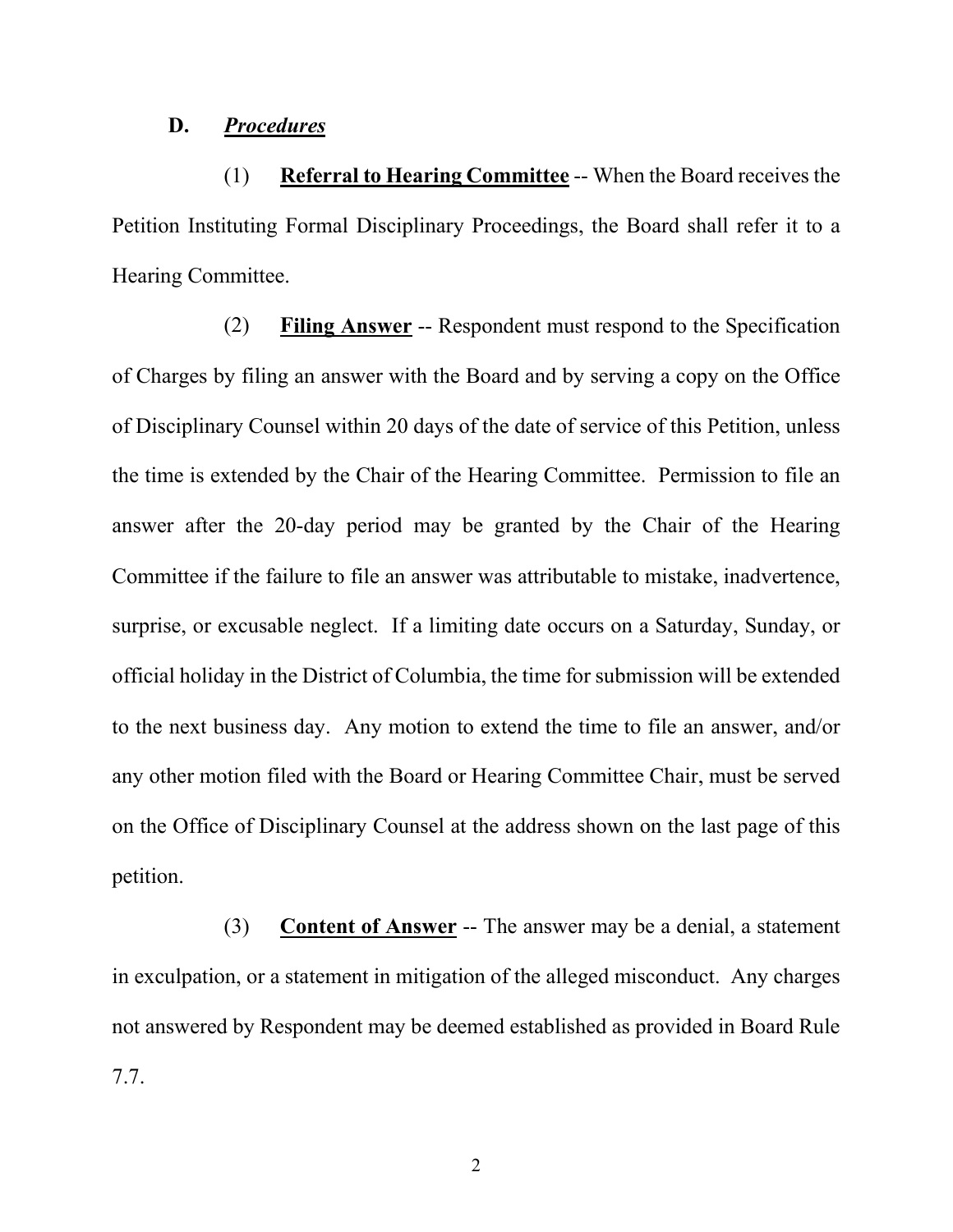**D.** ***Procedures***

(1) **Referral to Hearing Committee** -- When the Board receives the Petition Instituting Formal Disciplinary Proceedings, the Board shall refer it to a Hearing Committee.

(2) **Filing Answer** -- Respondent must respond to the Specification of Charges by filing an answer with the Board and by serving a copy on the Office of Disciplinary Counsel within 20 days of the date of service of this Petition, unless the time is extended by the Chair of the Hearing Committee. Permission to file an answer after the 20-day period may be granted by the Chair of the Hearing Committee if the failure to file an answer was attributable to mistake, inadvertence, surprise, or excusable neglect. If a limiting date occurs on a Saturday, Sunday, or official holiday in the District of Columbia, the time for submission will be extended to the next business day. Any motion to extend the time to file an answer, and/or any other motion filed with the Board or Hearing Committee Chair, must be served on the Office of Disciplinary Counsel at the address shown on the last page of this petition.

(3) **Content of Answer** -- The answer may be a denial, a statement in exculpation, or a statement in mitigation of the alleged misconduct. Any charges not answered by Respondent may be deemed established as provided in Board Rule 7.7.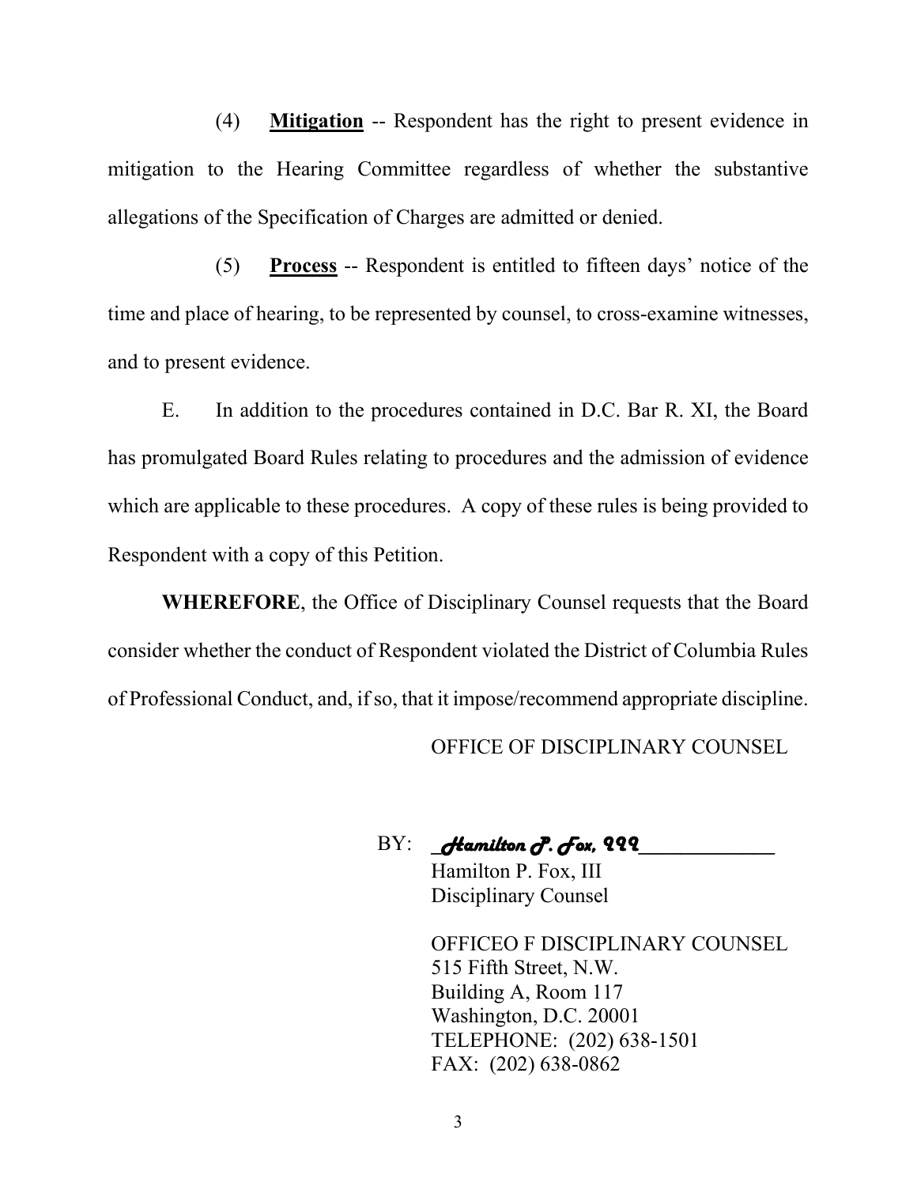(4) **Mitigation** -- Respondent has the right to present evidence in mitigation to the Hearing Committee regardless of whether the substantive allegations of the Specification of Charges are admitted or denied.

(5) **Process** -- Respondent is entitled to fifteen days' notice of the time and place of hearing, to be represented by counsel, to cross-examine witnesses, and to present evidence.

E. In addition to the procedures contained in D.C. Bar R. XI, the Board has promulgated Board Rules relating to procedures and the admission of evidence which are applicable to these procedures. A copy of these rules is being provided to Respondent with a copy of this Petition.

**WHEREFORE**, the Office of Disciplinary Counsel requests that the Board consider whether the conduct of Respondent violated the District of Columbia Rules of Professional Conduct, and, if so, that it impose/recommend appropriate discipline.

OFFICE OF DISCIPLINARY COUNSEL

BY: *Hamilton P. Fox, III*
Hamilton P. Fox, III
Disciplinary Counsel

OFFICEO F DISCIPLINARY COUNSEL
515 Fifth Street, N.W.
Building A, Room 117
Washington, D.C. 20001
TELEPHONE: (202) 638-1501
FAX: (202) 638-0862